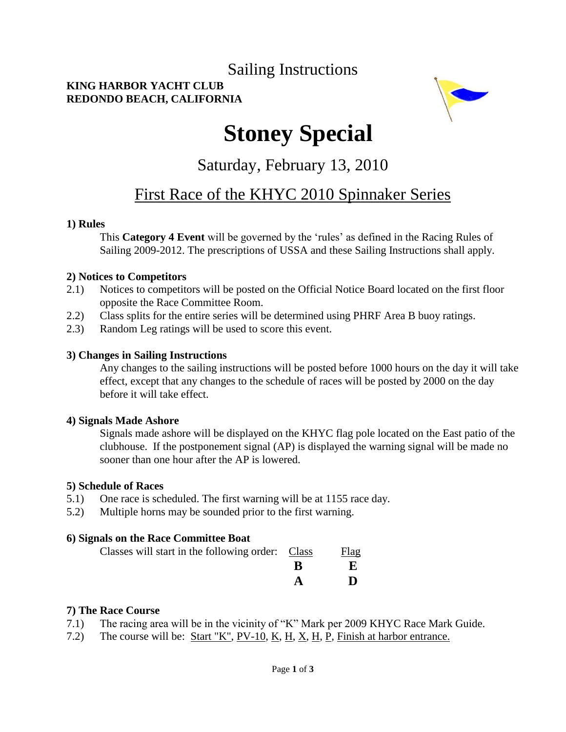Sailing Instructions

**KING HARBOR YACHT CLUB**
**REDONDO BEACH, CALIFORNIA**

# Stoney Special

## Saturday, February 13, 2010

## First Race of the KHYC 2010 Spinnaker Series

### 1) Rules

This **Category 4 Event** will be governed by the 'rules' as defined in the Racing Rules of Sailing 2009-2012. The prescriptions of USSA and these Sailing Instructions shall apply.

### 2) Notices to Competitors

2.1) Notices to competitors will be posted on the Official Notice Board located on the first floor opposite the Race Committee Room.

2.2) Class splits for the entire series will be determined using PHRF Area B buoy ratings.

2.3) Random Leg ratings will be used to score this event.

### 3) Changes in Sailing Instructions

Any changes to the sailing instructions will be posted before 1000 hours on the day it will take effect, except that any changes to the schedule of races will be posted by 2000 on the day before it will take effect.

### 4) Signals Made Ashore

Signals made ashore will be displayed on the KHYC flag pole located on the East patio of the clubhouse. If the postponement signal (AP) is displayed the warning signal will be made no sooner than one hour after the AP is lowered.

### 5) Schedule of Races

5.1) One race is scheduled. The first warning will be at 1155 race day.

5.2) Multiple horns may be sounded prior to the first warning.

### 6) Signals on the Race Committee Boat

Classes will start in the following order:

| Class | Flag |
|---|---|
| **B** | **E** |
| **A** | **D** |

### 7) The Race Course

7.1) The racing area will be in the vicinity of "K" Mark per 2009 KHYC Race Mark Guide.

7.2) The course will be: Start "K", PV-10, K, H, X, H, P, Finish at harbor entrance.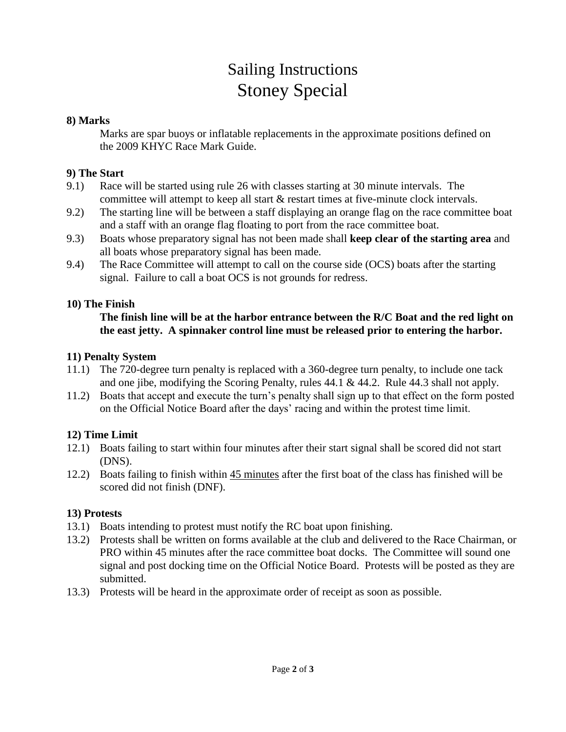# Sailing Instructions
# Stoney Special

**8) Marks**

Marks are spar buoys or inflatable replacements in the approximate positions defined on the 2009 KHYC Race Mark Guide.

**9) The Start**

9.1) Race will be started using rule 26 with classes starting at 30 minute intervals. The committee will attempt to keep all start & restart times at five-minute clock intervals.

9.2) The starting line will be between a staff displaying an orange flag on the race committee boat and a staff with an orange flag floating to port from the race committee boat.

9.3) Boats whose preparatory signal has not been made shall **keep clear of the starting area** and all boats whose preparatory signal has been made.

9.4) The Race Committee will attempt to call on the course side (OCS) boats after the starting signal. Failure to call a boat OCS is not grounds for redress.

**10) The Finish**

**The finish line will be at the harbor entrance between the R/C Boat and the red light on the east jetty. A spinnaker control line must be released prior to entering the harbor.**

**11) Penalty System**

11.1) The 720-degree turn penalty is replaced with a 360-degree turn penalty, to include one tack and one jibe, modifying the Scoring Penalty, rules 44.1 & 44.2. Rule 44.3 shall not apply.

11.2) Boats that accept and execute the turn's penalty shall sign up to that effect on the form posted on the Official Notice Board after the days' racing and within the protest time limit.

**12) Time Limit**

12.1) Boats failing to start within four minutes after their start signal shall be scored did not start (DNS).

12.2) Boats failing to finish within <u>45 minutes</u> after the first boat of the class has finished will be scored did not finish (DNF).

**13) Protests**

13.1) Boats intending to protest must notify the RC boat upon finishing.

13.2) Protests shall be written on forms available at the club and delivered to the Race Chairman, or PRO within 45 minutes after the race committee boat docks. The Committee will sound one signal and post docking time on the Official Notice Board. Protests will be posted as they are submitted.

13.3) Protests will be heard in the approximate order of receipt as soon as possible.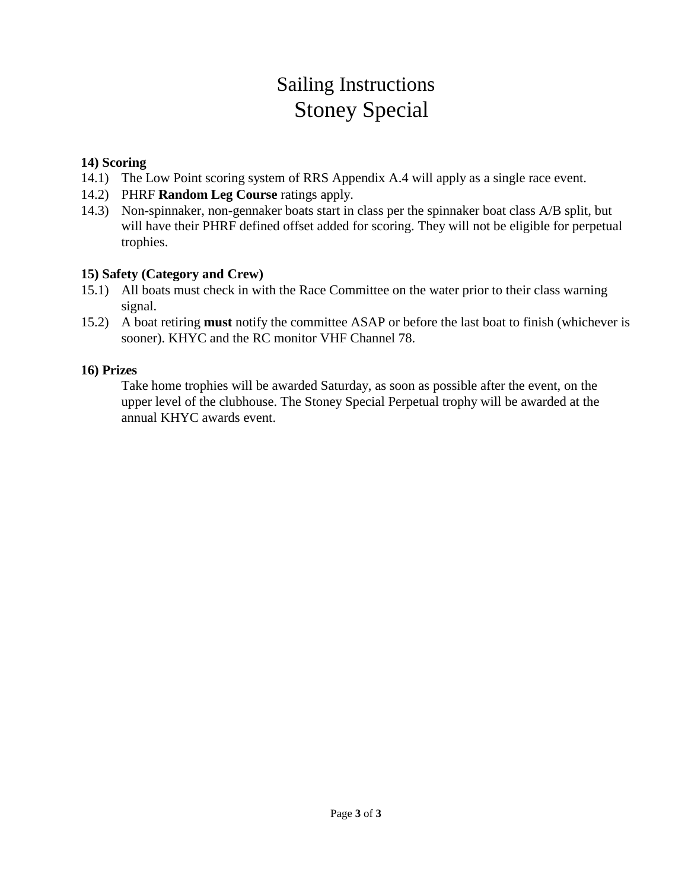# Sailing Instructions
# Stoney Special

**14) Scoring**

14.1) The Low Point scoring system of RRS Appendix A.4 will apply as a single race event.

14.2) PHRF **Random Leg Course** ratings apply.

14.3) Non-spinnaker, non-gennaker boats start in class per the spinnaker boat class A/B split, but will have their PHRF defined offset added for scoring. They will not be eligible for perpetual trophies.

**15) Safety (Category and Crew)**

15.1) All boats must check in with the Race Committee on the water prior to their class warning signal.

15.2) A boat retiring **must** notify the committee ASAP or before the last boat to finish (whichever is sooner). KHYC and the RC monitor VHF Channel 78.

**16) Prizes**

Take home trophies will be awarded Saturday, as soon as possible after the event, on the upper level of the clubhouse. The Stoney Special Perpetual trophy will be awarded at the annual KHYC awards event.